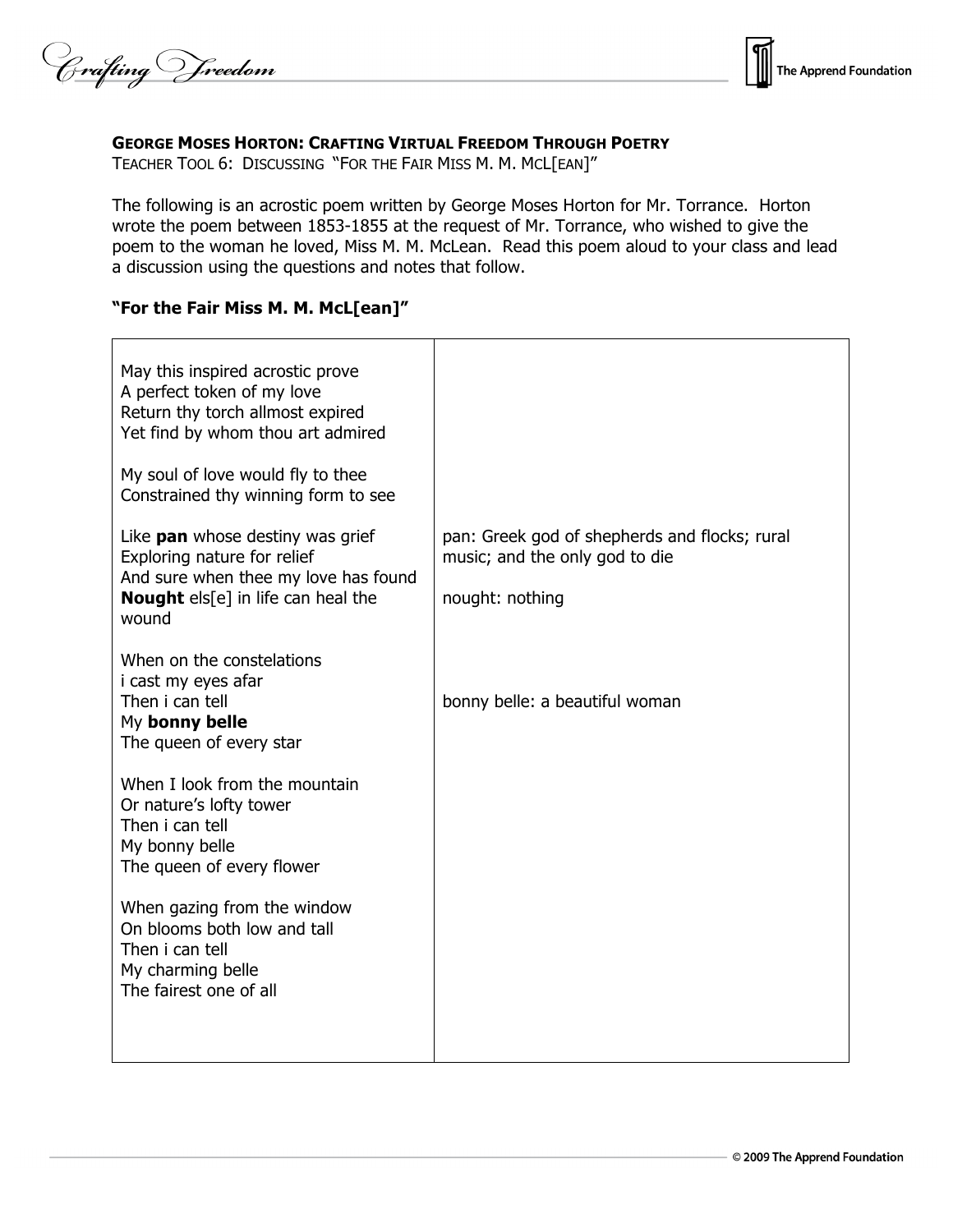**GEORGE MOSES HORTON: CRAFTING VIRTUAL FREEDOM THROUGH POETRY**
TEACHER TOOL 6: DISCUSSING "FOR THE FAIR MISS M. M. MCL[EAN]"

The following is an acrostic poem written by George Moses Horton for Mr. Torrance. Horton wrote the poem between 1853-1855 at the request of Mr. Torrance, who wished to give the poem to the woman he loved, Miss M. M. McLean. Read this poem aloud to your class and lead a discussion using the questions and notes that follow.

**"For the Fair Miss M. M. McL[ean]"**

| Poem | Notes |
|---|---|
| May this inspired acrostic prove<br>A perfect token of my love<br>Return thy torch allmost expired<br>Yet find by whom thou art admired | |
| My soul of love would fly to thee<br>Constrained thy winning form to see | |
| Like **pan** whose destiny was grief<br>Exploring nature for relief<br>And sure when thee my love has found<br>**Nought** els[e] in life can heal the wound | pan: Greek god of shepherds and flocks; rural music; and the only god to die<br><br>nought: nothing |
| When on the constelations<br>i cast my eyes afar<br>Then i can tell<br>My **bonny belle**<br>The queen of every star | bonny belle: a beautiful woman |
| When I look from the mountain<br>Or nature's lofty tower<br>Then i can tell<br>My bonny belle<br>The queen of every flower | |
| When gazing from the window<br>On blooms both low and tall<br>Then i can tell<br>My charming belle<br>The fairest one of all | |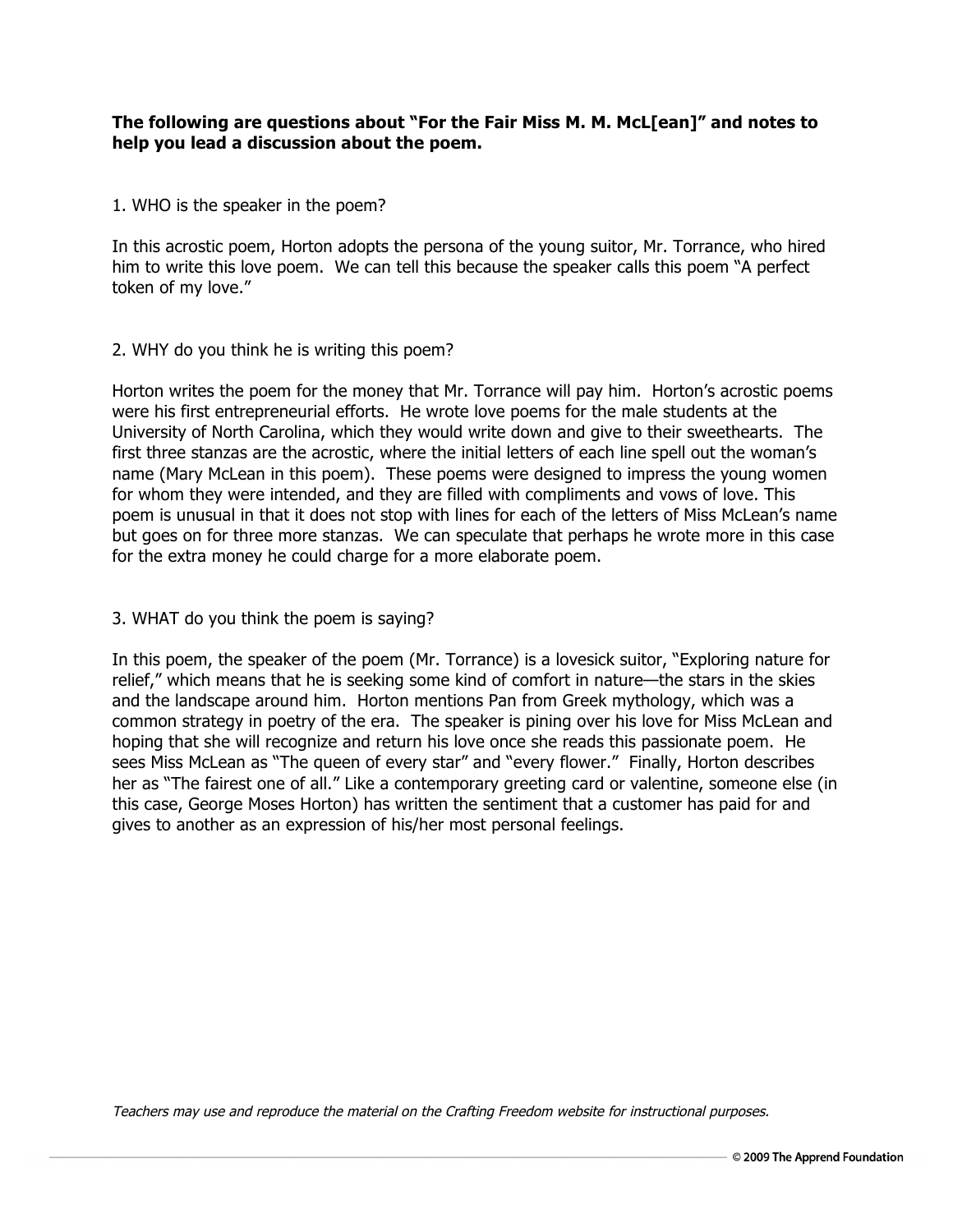**The following are questions about "For the Fair Miss M. M. McL[ean]" and notes to help you lead a discussion about the poem.**

1. WHO is the speaker in the poem?

In this acrostic poem, Horton adopts the persona of the young suitor, Mr. Torrance, who hired him to write this love poem. We can tell this because the speaker calls this poem "A perfect token of my love."

2. WHY do you think he is writing this poem?

Horton writes the poem for the money that Mr. Torrance will pay him. Horton's acrostic poems were his first entrepreneurial efforts. He wrote love poems for the male students at the University of North Carolina, which they would write down and give to their sweethearts. The first three stanzas are the acrostic, where the initial letters of each line spell out the woman's name (Mary McLean in this poem). These poems were designed to impress the young women for whom they were intended, and they are filled with compliments and vows of love. This poem is unusual in that it does not stop with lines for each of the letters of Miss McLean's name but goes on for three more stanzas. We can speculate that perhaps he wrote more in this case for the extra money he could charge for a more elaborate poem.

3. WHAT do you think the poem is saying?

In this poem, the speaker of the poem (Mr. Torrance) is a lovesick suitor, "Exploring nature for relief," which means that he is seeking some kind of comfort in nature—the stars in the skies and the landscape around him. Horton mentions Pan from Greek mythology, which was a common strategy in poetry of the era. The speaker is pining over his love for Miss McLean and hoping that she will recognize and return his love once she reads this passionate poem. He sees Miss McLean as "The queen of every star" and "every flower." Finally, Horton describes her as "The fairest one of all." Like a contemporary greeting card or valentine, someone else (in this case, George Moses Horton) has written the sentiment that a customer has paid for and gives to another as an expression of his/her most personal feelings.

*Teachers may use and reproduce the material on the Crafting Freedom website for instructional purposes.*

© 2009 The Apprend Foundation